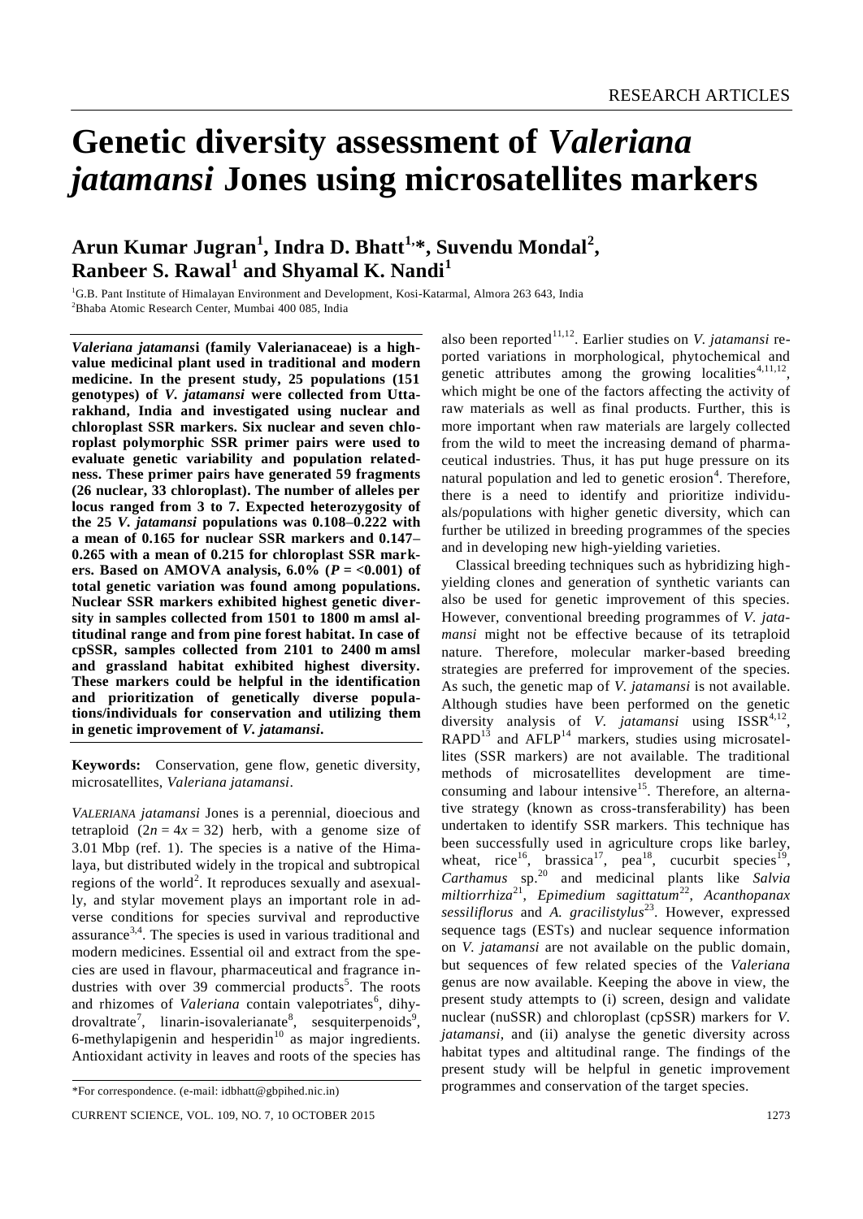# Genetic diversity assessment of *Valeriana jatamansi* Jones using microsatellites markers

**Arun Kumar Jugran[1], Indra D. Bhatt[1,*], Suvendu Mondal[2], Ranbeer S. Rawal[1] and Shyamal K. Nandi[1]**

[1]G.B. Pant Institute of Himalayan Environment and Development, Kosi-Katarmal, Almora 263 643, India
[2]Bhaba Atomic Research Center, Mumbai 400 085, India

***Valeriana jatamansi* (family Valerianaceae) is a high-value medicinal plant used in traditional and modern medicine. In the present study, 25 populations (151 genotypes) of *V. jatamansi* were collected from Uttarakhand, India and investigated using nuclear and chloroplast SSR markers. Six nuclear and seven chloroplast polymorphic SSR primer pairs were used to evaluate genetic variability and population relatedness. These primer pairs have generated 59 fragments (26 nuclear, 33 chloroplast). The number of alleles per locus ranged from 3 to 7. Expected heterozygosity of the 25 *V. jatamansi* populations was 0.108–0.222 with a mean of 0.165 for nuclear SSR markers and 0.147–0.265 with a mean of 0.215 for chloroplast SSR markers. Based on AMOVA analysis, 6.0% ($P$ = <0.001) of total genetic variation was found among populations. Nuclear SSR markers exhibited highest genetic diversity in samples collected from 1501 to 1800 m amsl altitudinal range and from pine forest habitat. In case of cpSSR, samples collected from 2101 to 2400 m amsl and grassland habitat exhibited highest diversity. These markers could be helpful in the identification and prioritization of genetically diverse populations/individuals for conservation and utilizing them in genetic improvement of *V. jatamansi*.**

**Keywords:** Conservation, gene flow, genetic diversity, microsatellites, *Valeriana jatamansi*.

*VALERIANA jatamansi* Jones is a perennial, dioecious and tetraploid ($2n = 4x = 32$) herb, with a genome size of 3.01 Mbp (ref. 1). The species is a native of the Himalaya, but distributed widely in the tropical and subtropical regions of the world[2]. It reproduces sexually and asexually, and stylar movement plays an important role in adverse conditions for species survival and reproductive assurance[3,4]. The species is used in various traditional and modern medicines. Essential oil and extract from the species are used in flavour, pharmaceutical and fragrance industries with over 39 commercial products[5]. The roots and rhizomes of *Valeriana* contain valepotriates[6], dihydrovaltrate[7], linarin-isovalerianate[8], sesquiterpenoids[9], 6-methylapigenin and hesperidin[10] as major ingredients. Antioxidant activity in leaves and roots of the species has also been reported[11,12]. Earlier studies on *V. jatamansi* reported variations in morphological, phytochemical and genetic attributes among the growing localities[4,11,12], which might be one of the factors affecting the activity of raw materials as well as final products. Further, this is more important when raw materials are largely collected from the wild to meet the increasing demand of pharmaceutical industries. Thus, it has put huge pressure on its natural population and led to genetic erosion[4]. Therefore, there is a need to identify and prioritize individuals/populations with higher genetic diversity, which can further be utilized in breeding programmes of the species and in developing new high-yielding varieties.

Classical breeding techniques such as hybridizing high-yielding clones and generation of synthetic variants can also be used for genetic improvement of this species. However, conventional breeding programmes of *V. jatamansi* might not be effective because of its tetraploid nature. Therefore, molecular marker-based breeding strategies are preferred for improvement of the species. As such, the genetic map of *V. jatamansi* is not available. Although studies have been performed on the genetic diversity analysis of *V. jatamansi* using ISSR[4,12], RAPD[13] and AFLP[14] markers, studies using microsatellites (SSR markers) are not available. The traditional methods of microsatellites development are time-consuming and labour intensive[15]. Therefore, an alternative strategy (known as cross-transferability) has been undertaken to identify SSR markers. This technique has been successfully used in agriculture crops like barley, wheat, rice[16], brassica[17], pea[18], cucurbit species[19], *Carthamus* sp.[20] and medicinal plants like *Salvia miltiorrhiza*[21], *Epimedium sagittatum*[22], *Acanthopanax sessiliflorus* and *A. gracilistylus*[23]. However, expressed sequence tags (ESTs) and nuclear sequence information on *V. jatamansi* are not available on the public domain, but sequences of few related species of the *Valeriana* genus are now available. Keeping the above in view, the present study attempts to (i) screen, design and validate nuclear (nuSSR) and chloroplast (cpSSR) markers for *V. jatamansi*, and (ii) analyse the genetic diversity across habitat types and altitudinal range. The findings of the present study will be helpful in genetic improvement programmes and conservation of the target species.

*For correspondence. (e-mail: idbhatt@gbpihed.nic.in)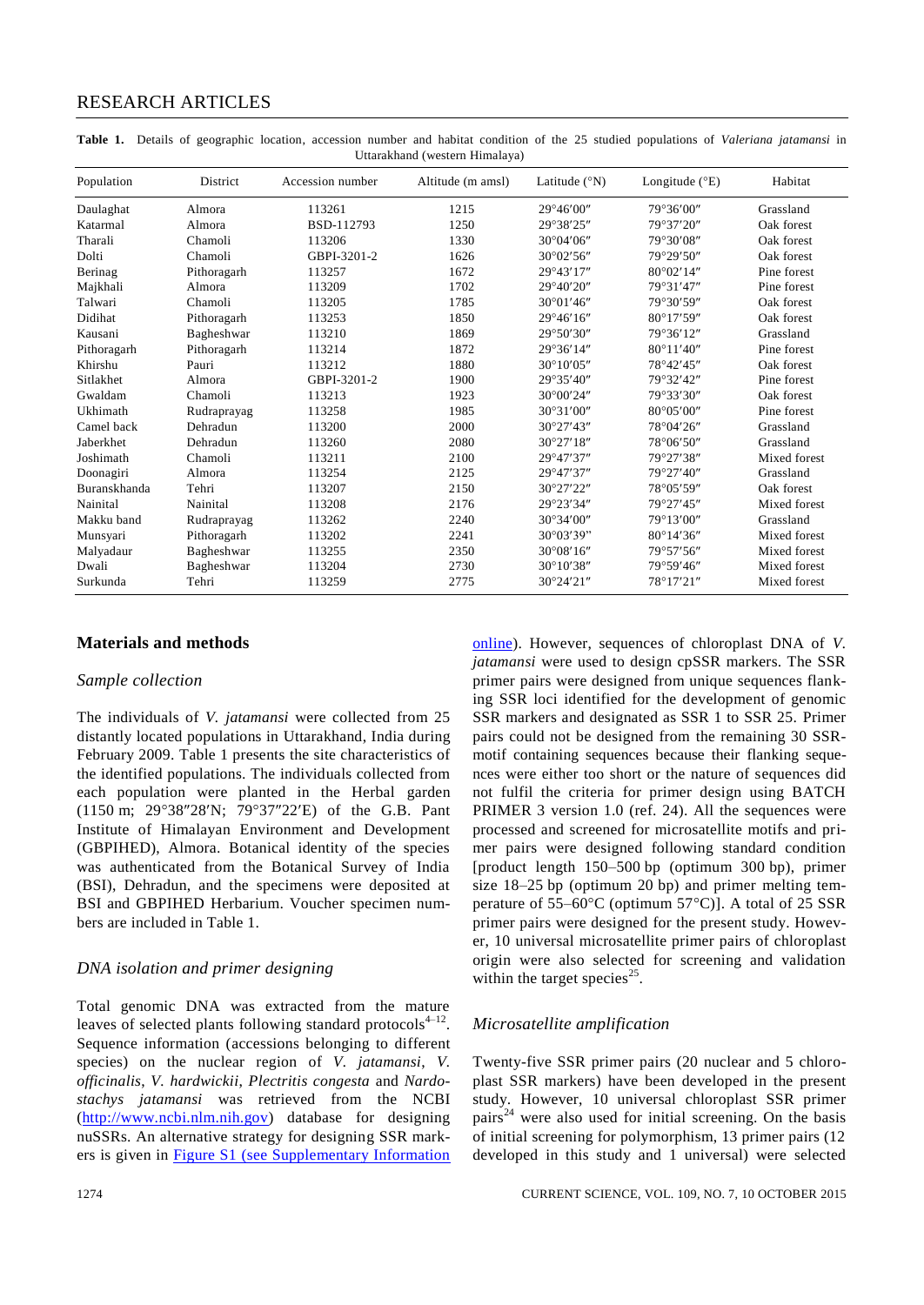**Table 1.** Details of geographic location, accession number and habitat condition of the 25 studied populations of *Valeriana jatamansi* in Uttarakhand (western Himalaya)

| Population | District | Accession number | Altitude (m amsl) | Latitude (°N) | Longitude (°E) | Habitat |
|---|---|---|---|---|---|---|
| Daulaghat | Almora | 113261 | 1215 | 29°46′00″ | 79°36′00″ | Grassland |
| Katarmal | Almora | BSD-112793 | 1250 | 29°38′25″ | 79°37′20″ | Oak forest |
| Tharali | Chamoli | 113206 | 1330 | 30°04′06″ | 79°30′08″ | Oak forest |
| Dolti | Chamoli | GBPI-3201-2 | 1626 | 30°02′56″ | 79°29′50″ | Oak forest |
| Berinag | Pithoragarh | 113257 | 1672 | 29°43′17″ | 80°02′14″ | Pine forest |
| Majkhali | Almora | 113209 | 1702 | 29°40′20″ | 79°31′47″ | Pine forest |
| Talwari | Chamoli | 113205 | 1785 | 30°01′46″ | 79°30′59″ | Oak forest |
| Didihat | Pithoragarh | 113253 | 1850 | 29°46′16″ | 80°17′59″ | Oak forest |
| Kausani | Bagheshwar | 113210 | 1869 | 29°50′30″ | 79°36′12″ | Grassland |
| Pithoragarh | Pithoragarh | 113214 | 1872 | 29°36′14″ | 80°11′40″ | Pine forest |
| Khirshu | Pauri | 113212 | 1880 | 30°10′05″ | 78°42′45″ | Oak forest |
| Sitlakhet | Almora | GBPI-3201-2 | 1900 | 29°35′40″ | 79°32′42″ | Pine forest |
| Gwaldam | Chamoli | 113213 | 1923 | 30°00′24″ | 79°33′30″ | Oak forest |
| Ukhimath | Rudraprayag | 113258 | 1985 | 30°31′00″ | 80°05′00″ | Pine forest |
| Camel back | Dehradun | 113200 | 2000 | 30°27′43″ | 78°04′26″ | Grassland |
| Jaberkhet | Dehradun | 113260 | 2080 | 30°27′18″ | 78°06′50″ | Grassland |
| Joshimath | Chamoli | 113211 | 2100 | 29°47′37″ | 79°27′38″ | Mixed forest |
| Doonagiri | Almora | 113254 | 2125 | 29°47′37″ | 79°27′40″ | Grassland |
| Buranskhanda | Tehri | 113207 | 2150 | 30°27′22″ | 78°05′59″ | Oak forest |
| Nainital | Nainital | 113208 | 2176 | 29°23′34″ | 79°27′45″ | Mixed forest |
| Makku band | Rudraprayag | 113262 | 2240 | 30°34′00″ | 79°13′00″ | Grassland |
| Munsyari | Pithoragarh | 113202 | 2241 | 30°03′39" | 80°14′36″ | Mixed forest |
| Malyadaur | Bagheshwar | 113255 | 2350 | 30°08′16″ | 79°57′56″ | Mixed forest |
| Dwali | Bagheshwar | 113204 | 2730 | 30°10′38″ | 79°59′46″ | Mixed forest |
| Surkunda | Tehri | 113259 | 2775 | 30°24′21″ | 78°17′21″ | Mixed forest |

## Materials and methods

### Sample collection

The individuals of *V. jatamansi* were collected from 25 distantly located populations in Uttarakhand, India during February 2009. Table 1 presents the site characteristics of the identified populations. The individuals collected from each population were planted in the Herbal garden (1150 m; 29°38″28′N; 79°37″22′E) of the G.B. Pant Institute of Himalayan Environment and Development (GBPIHED), Almora. Botanical identity of the species was authenticated from the Botanical Survey of India (BSI), Dehradun, and the specimens were deposited at BSI and GBPIHED Herbarium. Voucher specimen numbers are included in Table 1.

### DNA isolation and primer designing

Total genomic DNA was extracted from the mature leaves of selected plants following standard protocols[4–12]. Sequence information (accessions belonging to different species) on the nuclear region of *V. jatamansi*, *V. officinalis*, *V. hardwickii*, *Plectritis congesta* and *Nardostachys jatamansi* was retrieved from the NCBI (http://www.ncbi.nlm.nih.gov) database for designing nuSSRs. An alternative strategy for designing SSR markers is given in Figure S1 (see Supplementary Information online). However, sequences of chloroplast DNA of *V. jatamansi* were used to design cpSSR markers. The SSR primer pairs were designed from unique sequences flanking SSR loci identified for the development of genomic SSR markers and designated as SSR 1 to SSR 25. Primer pairs could not be designed from the remaining 30 SSR-motif containing sequences because their flanking sequences were either too short or the nature of sequences did not fulfil the criteria for primer design using BATCH PRIMER 3 version 1.0 (ref. 24). All the sequences were processed and screened for microsatellite motifs and primer pairs were designed following standard condition [product length 150–500 bp (optimum 300 bp), primer size 18–25 bp (optimum 20 bp) and primer melting temperature of 55–60°C (optimum 57°C)]. A total of 25 SSR primer pairs were designed for the present study. However, 10 universal microsatellite primer pairs of chloroplast origin were also selected for screening and validation within the target species[25].

### Microsatellite amplification

Twenty-five SSR primer pairs (20 nuclear and 5 chloroplast SSR markers) have been developed in the present study. However, 10 universal chloroplast SSR primer pairs[24] were also used for initial screening. On the basis of initial screening for polymorphism, 13 primer pairs (12 developed in this study and 1 universal) were selected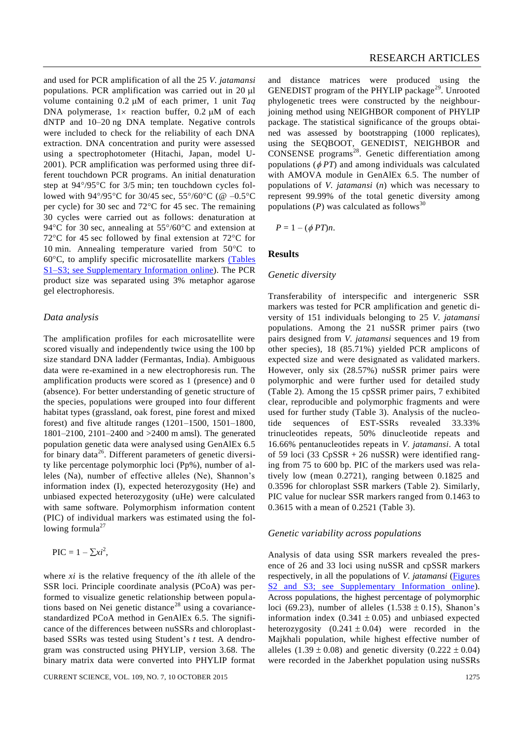and used for PCR amplification of all the 25 *V. jatamansi* populations. PCR amplification was carried out in 20 μl volume containing 0.2 μM of each primer, 1 unit *Taq* DNA polymerase, 1× reaction buffer, 0.2 μM of each dNTP and 10–20 ng DNA template. Negative controls were included to check for the reliability of each DNA extraction. DNA concentration and purity were assessed using a spectrophotometer (Hitachi, Japan, model U-2001). PCR amplification was performed using three different touchdown PCR programs. An initial denaturation step at 94°/95°C for 3/5 min; ten touchdown cycles followed with 94°/95°C for 30/45 sec, 55°/60°C (@ –0.5°C per cycle) for 30 sec and 72°C for 45 sec. The remaining 30 cycles were carried out as follows: denaturation at 94°C for 30 sec, annealing at 55°/60°C and extension at 72°C for 45 sec followed by final extension at 72°C for 10 min. Annealing temperature varied from 50°C to 60°C, to amplify specific microsatellite markers (Tables S1–S3; see Supplementary Information online). The PCR product size was separated using 3% metaphor agarose gel electrophoresis.

### Data analysis

The amplification profiles for each microsatellite were scored visually and independently twice using the 100 bp size standard DNA ladder (Fermantas, India). Ambiguous data were re-examined in a new electrophoresis run. The amplification products were scored as 1 (presence) and 0 (absence). For better understanding of genetic structure of the species, populations were grouped into four different habitat types (grassland, oak forest, pine forest and mixed forest) and five altitude ranges (1201–1500, 1501–1800, 1801–2100, 2101–2400 and >2400 m amsl). The generated population genetic data were analysed using GenAlEx 6.5 for binary data[26]. Different parameters of genetic diversity like percentage polymorphic loci (Pp%), number of alleles (Na), number of effective alleles (Ne), Shannon's information index (I), expected heterozygosity (He) and unbiased expected heterozygosity (uHe) were calculated with same software. Polymorphism information content (PIC) of individual markers was estimated using the following formula[27]

$$\text{PIC} = 1 - \sum x_i^2,$$

where $x_i$ is the relative frequency of the $i$th allele of the SSR loci. Principle coordinate analysis (PCoA) was performed to visualize genetic relationship between populations based on Nei genetic distance[28] using a covariance-standardized PCoA method in GenAlEx 6.5. The significance of the differences between nuSSRs and chloroplast-based SSRs was tested using Student's *t* test. A dendrogram was constructed using PHYLIP, version 3.68. The binary matrix data were converted into PHYLIP format and distance matrices were produced using the GENEDIST program of the PHYLIP package[29]. Unrooted phylogenetic trees were constructed by the neighbour-joining method using NEIGHBOR component of PHYLIP package. The statistical significance of the groups obtained was assessed by bootstrapping (1000 replicates), using the SEQBOOT, GENEDIST, NEIGHBOR and CONSENSE programs[28]. Genetic differentiation among populations ($\phi PT$) and among individuals was calculated with AMOVA module in GenAlEx 6.5. The number of populations of *V. jatamansi* ($n$) which was necessary to represent 99.99% of the total genetic diversity among populations ($P$) was calculated as follows[30]

$$P = 1 - (\phi PT)n.$$

## Results

### Genetic diversity

Transferability of interspecific and intergeneric SSR markers was tested for PCR amplification and genetic diversity of 151 individuals belonging to 25 *V. jatamansi* populations. Among the 21 nuSSR primer pairs (two pairs designed from *V. jatamansi* sequences and 19 from other species), 18 (85.71%) yielded PCR amplicons of expected size and were designated as validated markers. However, only six (28.57%) nuSSR primer pairs were polymorphic and were further used for detailed study (Table 2). Among the 15 cpSSR primer pairs, 7 exhibited clear, reproducible and polymorphic fragments and were used for further study (Table 3). Analysis of the nucleotide sequences of EST-SSRs revealed 33.33% trinucleotides repeats, 50% dinucleotide repeats and 16.66% pentanucleotides repeats in *V. jatamansi*. A total of 59 loci (33 CpSSR + 26 nuSSR) were identified ranging from 75 to 600 bp. PIC of the markers used was relatively low (mean 0.2721), ranging between 0.1825 and 0.3596 for chloroplast SSR markers (Table 2). Similarly, PIC value for nuclear SSR markers ranged from 0.1463 to 0.3615 with a mean of 0.2521 (Table 3).

### Genetic variability across populations

Analysis of data using SSR markers revealed the presence of 26 and 33 loci using nuSSR and cpSSR markers respectively, in all the populations of *V. jatamansi* (Figures S2 and S3; see Supplementary Information online). Across populations, the highest percentage of polymorphic loci (69.23), number of alleles (1.538 ± 0.15), Shanon's information index (0.341 ± 0.05) and unbiased expected heterozygosity (0.241 ± 0.04) were recorded in the Majkhali population, while highest effective number of alleles (1.39 ± 0.08) and genetic diversity (0.222 ± 0.04) were recorded in the Jaberkhet population using nuSSRs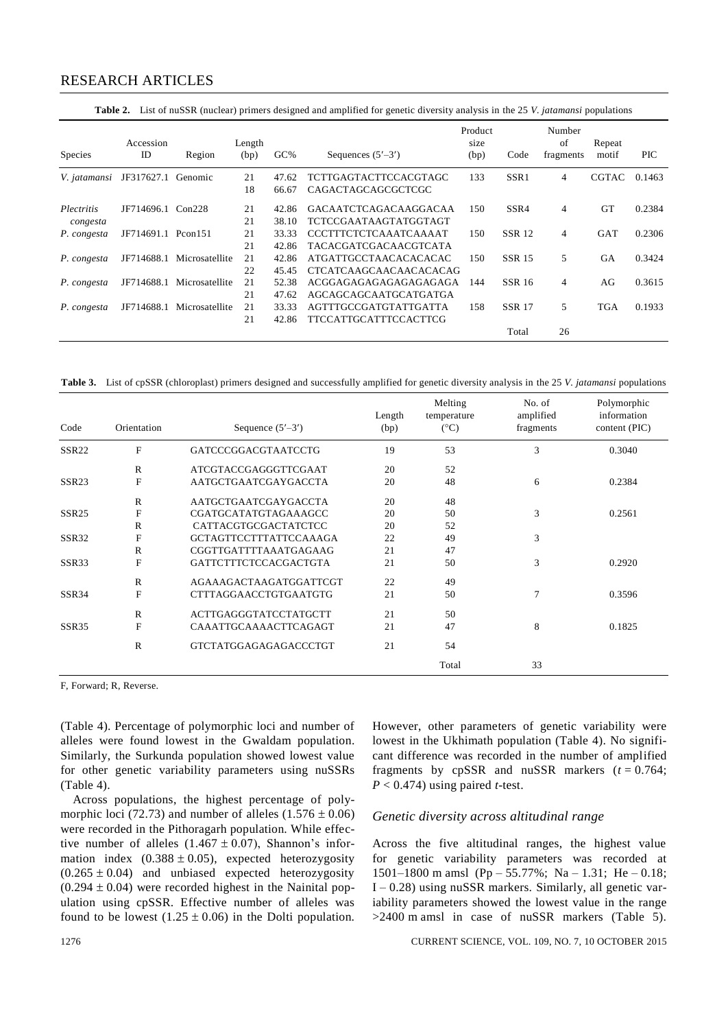**Table 2.** List of nuSSR (nuclear) primers designed and amplified for genetic diversity analysis in the 25 *V. jatamansi* populations

| Species | Accession ID | Region | Length (bp) | GC% | Sequences (5′–3′) | Product size (bp) | Code | Number of fragments | Repeat motif | PIC |
|---|---|---|---|---|---|---|---|---|---|---|
| *V. jatamansi* | JF317627.1 | Genomic | 21 | 47.62 | TCTTGAGTACTTCCACGTAGC | 133 | SSR1 | 4 | CGTAC | 0.1463 |
| | | | 18 | 66.67 | CAGACTAGCAGCGCTCGC | | | | | |
| *Plectritis congesta* | JF714696.1 | Con228 | 21 | 42.86 | GACAATCTCAGACAAGGACAA | 150 | SSR4 | 4 | GT | 0.2384 |
| | | | 21 | 38.10 | TCTCCGAATAAGTATGGTAGT | | | | | |
| *P. congesta* | JF714691.1 | Pcon151 | 21 | 33.33 | CCCTTTCTCTCAAATCAAAAT | 150 | SSR 12 | 4 | GAT | 0.2306 |
| | | | 21 | 42.86 | TACACGATCGACAACGTCATA | | | | | |
| *P. congesta* | JF714688.1 | Microsatellite | 21 | 42.86 | ATGATTGCCTAACACACACAC | 150 | SSR 15 | 5 | GA | 0.3424 |
| | | | 22 | 45.45 | CTCATCAAGCAACAACACACAG | | | | | |
| *P. congesta* | JF714688.1 | Microsatellite | 21 | 52.38 | ACGGAGAGAGAGAGAGAGAGA | 144 | SSR 16 | 4 | AG | 0.3615 |
| | | | 21 | 47.62 | AGCAGCAGCAATGCATGATGA | | | | | |
| *P. congesta* | JF714688.1 | Microsatellite | 21 | 33.33 | AGTTTGCCGATGTATTGATTA | 158 | SSR 17 | 5 | TGA | 0.1933 |
| | | | 21 | 42.86 | TTCCATTGCATTTCCACTTCG | | | | | |
| | | | | | | | Total | 26 | | |

**Table 3.** List of cpSSR (chloroplast) primers designed and successfully amplified for genetic diversity analysis in the 25 *V. jatamansi* populations

| Code | Orientation | Sequence (5′–3′) | Length (bp) | Melting temperature (°C) | No. of amplified fragments | Polymorphic information content (PIC) |
|---|---|---|---|---|---|---|
| SSR22 | F | GATCCCGGACGTAATCCTG | 19 | 53 | 3 | 0.3040 |
| | R | ATCGTACCGAGGGTTCGAAT | 20 | 52 | | |
| SSR23 | F | AATGCTGAATCGAYGACCTA | 20 | 48 | 6 | 0.2384 |
| | R | AATGCTGAATCGAYGACCTA | 20 | 48 | | |
| SSR25 | F | CGATGCATATGTAGAAAGCC | 20 | 50 | 3 | 0.2561 |
| | R | CATTACGTGCGACTATCTCC | 20 | 52 | | |
| SSR32 | F | GCTAGTTCCTTTATTCCAAAGA | 22 | 49 | 3 | |
| | R | CGGTTGATTTTAAATGAGAAG | 21 | 47 | | |
| SSR33 | F | GATTCTTTCTCCACGACTGTA | 21 | 50 | 3 | 0.2920 |
| | R | AGAAAGACTAAGATGGATTCGT | 22 | 49 | | |
| SSR34 | F | CTTTAGGAACCTGTGAATGTG | 21 | 50 | 7 | 0.3596 |
| | R | ACTTGAGGGTATCCTATGCTT | 21 | 50 | | |
| SSR35 | F | CAAATTGCAAAACTTCAGAGT | 21 | 47 | 8 | 0.1825 |
| | R | GTCTATGGAGAGAGACCCTGT | 21 | 54 | | |
| | | | | Total | 33 | |

F, Forward; R, Reverse.

(Table 4). Percentage of polymorphic loci and number of alleles were found lowest in the Gwaldam population. Similarly, the Surkunda population showed lowest value for other genetic variability parameters using nuSSRs (Table 4).

Across populations, the highest percentage of polymorphic loci (72.73) and number of alleles ($1.576 \pm 0.06$) were recorded in the Pithoragarh population. While effective number of alleles ($1.467 \pm 0.07$), Shannon's information index ($0.388 \pm 0.05$), expected heterozygosity ($0.265 \pm 0.04$) and unbiased expected heterozygosity ($0.294 \pm 0.04$) were recorded highest in the Nainital population using cpSSR. Effective number of alleles was found to be lowest ($1.25 \pm 0.06$) in the Dolti population. However, other parameters of genetic variability were lowest in the Ukhimath population (Table 4). No significant difference was recorded in the number of amplified fragments by cpSSR and nuSSR markers ($t = 0.764$; $P < 0.474$) using paired *t*-test.

### Genetic diversity across altitudinal range

Across the five altitudinal ranges, the highest value for genetic variability parameters was recorded at 1501–1800 m amsl (Pp – 55.77%; Na – 1.31; He – 0.18; I – 0.28) using nuSSR markers. Similarly, all genetic variability parameters showed the lowest value in the range >2400 m amsl in case of nuSSR markers (Table 5).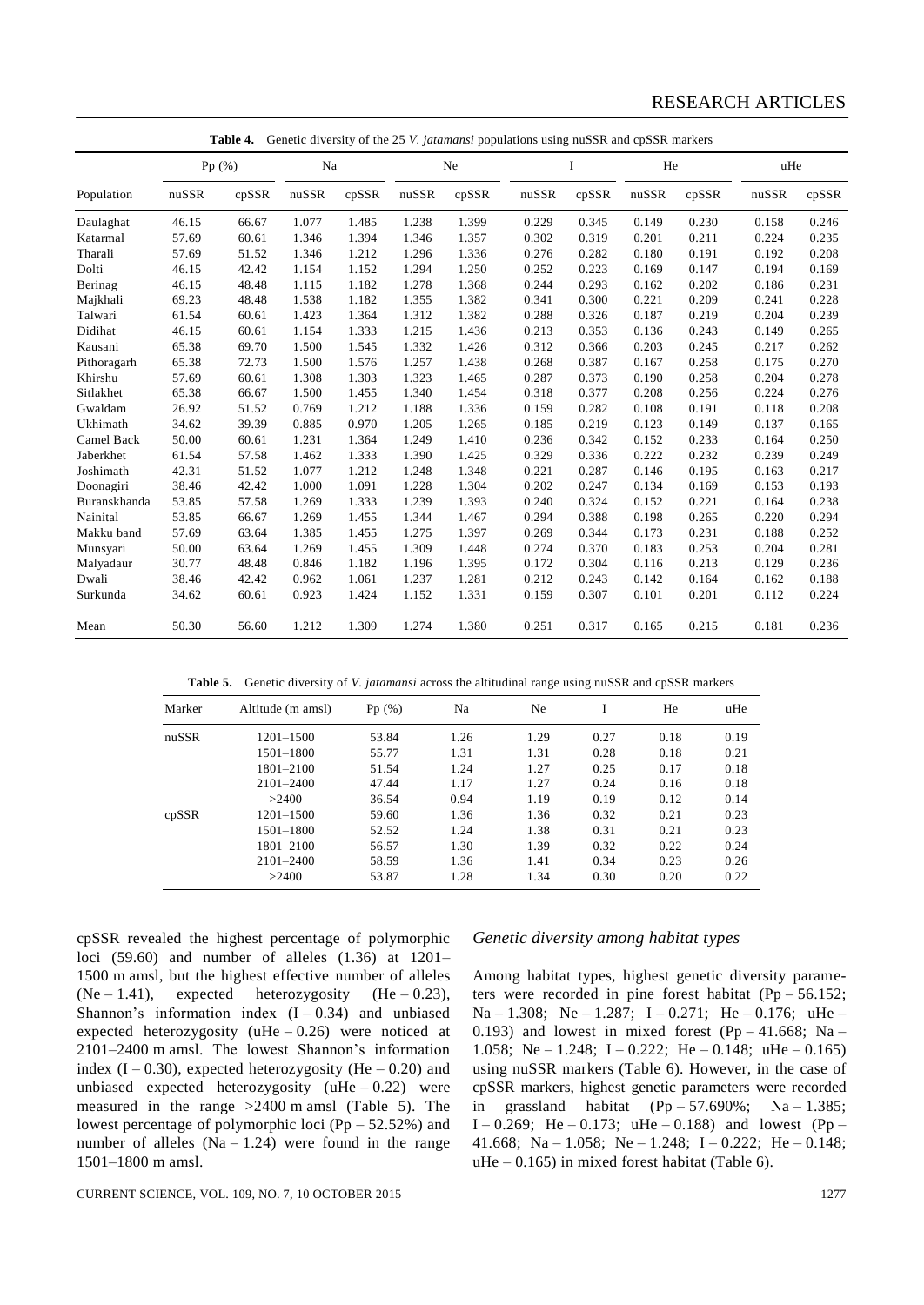**Table 4.** Genetic diversity of the 25 *V. jatamansi* populations using nuSSR and cpSSR markers

| Population | Pp (%) | | Na | | Ne | | I | | He | | uHe | |
|---|---|---|---|---|---|---|---|---|---|---|---|---|
| | nuSSR | cpSSR | nuSSR | cpSSR | nuSSR | cpSSR | nuSSR | cpSSR | nuSSR | cpSSR | nuSSR | cpSSR |
| Daulaghat | 46.15 | 66.67 | 1.077 | 1.485 | 1.238 | 1.399 | 0.229 | 0.345 | 0.149 | 0.230 | 0.158 | 0.246 |
| Katarmal | 57.69 | 60.61 | 1.346 | 1.394 | 1.346 | 1.357 | 0.302 | 0.319 | 0.201 | 0.211 | 0.224 | 0.235 |
| Tharali | 57.69 | 51.52 | 1.346 | 1.212 | 1.296 | 1.336 | 0.276 | 0.282 | 0.180 | 0.191 | 0.192 | 0.208 |
| Dolti | 46.15 | 42.42 | 1.154 | 1.152 | 1.294 | 1.250 | 0.252 | 0.223 | 0.169 | 0.147 | 0.194 | 0.169 |
| Berinag | 46.15 | 48.48 | 1.115 | 1.182 | 1.278 | 1.368 | 0.244 | 0.293 | 0.162 | 0.202 | 0.186 | 0.231 |
| Majkhali | 69.23 | 48.48 | 1.538 | 1.182 | 1.355 | 1.382 | 0.341 | 0.300 | 0.221 | 0.209 | 0.241 | 0.228 |
| Talwari | 61.54 | 60.61 | 1.423 | 1.364 | 1.312 | 1.382 | 0.288 | 0.326 | 0.187 | 0.219 | 0.204 | 0.239 |
| Didihat | 46.15 | 60.61 | 1.154 | 1.333 | 1.215 | 1.436 | 0.213 | 0.353 | 0.136 | 0.243 | 0.149 | 0.265 |
| Kausani | 65.38 | 69.70 | 1.500 | 1.545 | 1.332 | 1.426 | 0.312 | 0.366 | 0.203 | 0.245 | 0.217 | 0.262 |
| Pithoragarh | 65.38 | 72.73 | 1.500 | 1.576 | 1.257 | 1.438 | 0.268 | 0.387 | 0.167 | 0.258 | 0.175 | 0.270 |
| Khirshu | 57.69 | 60.61 | 1.308 | 1.303 | 1.323 | 1.465 | 0.287 | 0.373 | 0.190 | 0.258 | 0.204 | 0.278 |
| Sitlakhet | 65.38 | 66.67 | 1.500 | 1.455 | 1.340 | 1.454 | 0.318 | 0.377 | 0.208 | 0.256 | 0.224 | 0.276 |
| Gwaldam | 26.92 | 51.52 | 0.769 | 1.212 | 1.188 | 1.336 | 0.159 | 0.282 | 0.108 | 0.191 | 0.118 | 0.208 |
| Ukhimath | 34.62 | 39.39 | 0.885 | 0.970 | 1.205 | 1.265 | 0.185 | 0.219 | 0.123 | 0.149 | 0.137 | 0.165 |
| Camel Back | 50.00 | 60.61 | 1.231 | 1.364 | 1.249 | 1.410 | 0.236 | 0.342 | 0.152 | 0.233 | 0.164 | 0.250 |
| Jaberkhet | 61.54 | 57.58 | 1.462 | 1.333 | 1.390 | 1.425 | 0.329 | 0.336 | 0.222 | 0.232 | 0.239 | 0.249 |
| Joshimath | 42.31 | 51.52 | 1.077 | 1.212 | 1.248 | 1.348 | 0.221 | 0.287 | 0.146 | 0.195 | 0.163 | 0.217 |
| Doonagiri | 38.46 | 42.42 | 1.000 | 1.091 | 1.228 | 1.304 | 0.202 | 0.247 | 0.134 | 0.169 | 0.153 | 0.193 |
| Buranskhanda | 53.85 | 57.58 | 1.269 | 1.333 | 1.239 | 1.393 | 0.240 | 0.324 | 0.152 | 0.221 | 0.164 | 0.238 |
| Nainital | 53.85 | 66.67 | 1.269 | 1.455 | 1.344 | 1.467 | 0.294 | 0.388 | 0.198 | 0.265 | 0.220 | 0.294 |
| Makku band | 57.69 | 63.64 | 1.385 | 1.455 | 1.275 | 1.397 | 0.269 | 0.344 | 0.173 | 0.231 | 0.188 | 0.252 |
| Munsyari | 50.00 | 63.64 | 1.269 | 1.455 | 1.309 | 1.448 | 0.274 | 0.370 | 0.183 | 0.253 | 0.204 | 0.281 |
| Malyadaur | 30.77 | 48.48 | 0.846 | 1.182 | 1.196 | 1.395 | 0.172 | 0.304 | 0.116 | 0.213 | 0.129 | 0.236 |
| Dwali | 38.46 | 42.42 | 0.962 | 1.061 | 1.237 | 1.281 | 0.212 | 0.243 | 0.142 | 0.164 | 0.162 | 0.188 |
| Surkunda | 34.62 | 60.61 | 0.923 | 1.424 | 1.152 | 1.331 | 0.159 | 0.307 | 0.101 | 0.201 | 0.112 | 0.224 |
| Mean | 50.30 | 56.60 | 1.212 | 1.309 | 1.274 | 1.380 | 0.251 | 0.317 | 0.165 | 0.215 | 0.181 | 0.236 |

**Table 5.** Genetic diversity of *V. jatamansi* across the altitudinal range using nuSSR and cpSSR markers

| Marker | Altitude (m amsl) | Pp (%) | Na | Ne | I | He | uHe |
|---|---|---|---|---|---|---|---|
| nuSSR | 1201–1500 | 53.84 | 1.26 | 1.29 | 0.27 | 0.18 | 0.19 |
| | 1501–1800 | 55.77 | 1.31 | 1.31 | 0.28 | 0.18 | 0.21 |
| | 1801–2100 | 51.54 | 1.24 | 1.27 | 0.25 | 0.17 | 0.18 |
| | 2101–2400 | 47.44 | 1.17 | 1.27 | 0.24 | 0.16 | 0.18 |
| | >2400 | 36.54 | 0.94 | 1.19 | 0.19 | 0.12 | 0.14 |
| cpSSR | 1201–1500 | 59.60 | 1.36 | 1.36 | 0.32 | 0.21 | 0.23 |
| | 1501–1800 | 52.52 | 1.24 | 1.38 | 0.31 | 0.21 | 0.23 |
| | 1801–2100 | 56.57 | 1.30 | 1.39 | 0.32 | 0.22 | 0.24 |
| | 2101–2400 | 58.59 | 1.36 | 1.41 | 0.34 | 0.23 | 0.26 |
| | >2400 | 53.87 | 1.28 | 1.34 | 0.30 | 0.20 | 0.22 |

cpSSR revealed the highest percentage of polymorphic loci (59.60) and number of alleles (1.36) at 1201–1500 m amsl, but the highest effective number of alleles (Ne – 1.41), expected heterozygosity (He – 0.23), Shannon's information index (I – 0.34) and unbiased expected heterozygosity (uHe – 0.26) were noticed at 2101–2400 m amsl. The lowest Shannon's information index (I – 0.30), expected heterozygosity (He – 0.20) and unbiased expected heterozygosity (uHe – 0.22) were measured in the range >2400 m amsl (Table 5). The lowest percentage of polymorphic loci (Pp – 52.52%) and number of alleles (Na – 1.24) were found in the range 1501–1800 m amsl.

### *Genetic diversity among habitat types*

Among habitat types, highest genetic diversity parameters were recorded in pine forest habitat (Pp – 56.152; Na – 1.308; Ne – 1.287; I – 0.271; He – 0.176; uHe – 0.193) and lowest in mixed forest (Pp – 41.668; Na – 1.058; Ne – 1.248; I – 0.222; He – 0.148; uHe – 0.165) using nuSSR markers (Table 6). However, in the case of cpSSR markers, highest genetic parameters were recorded in grassland habitat (Pp – 57.690%; Na – 1.385; I – 0.269; He – 0.173; uHe – 0.188) and lowest (Pp – 41.668; Na – 1.058; Ne – 1.248; I – 0.222; He – 0.148; uHe – 0.165) in mixed forest habitat (Table 6).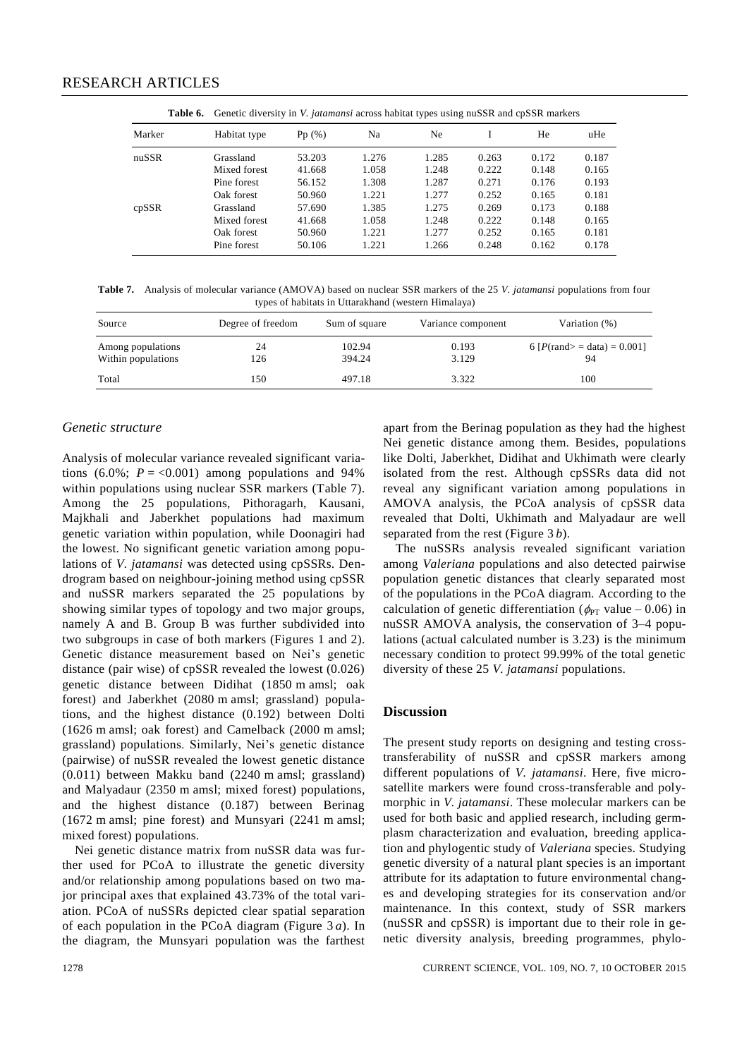**Table 6.** Genetic diversity in *V. jatamansi* across habitat types using nuSSR and cpSSR markers

| Marker | Habitat type | Pp (%) | Na | Ne | I | He | uHe |
|---|---|---|---|---|---|---|---|
| nuSSR | Grassland | 53.203 | 1.276 | 1.285 | 0.263 | 0.172 | 0.187 |
| | Mixed forest | 41.668 | 1.058 | 1.248 | 0.222 | 0.148 | 0.165 |
| | Pine forest | 56.152 | 1.308 | 1.287 | 0.271 | 0.176 | 0.193 |
| | Oak forest | 50.960 | 1.221 | 1.277 | 0.252 | 0.165 | 0.181 |
| cpSSR | Grassland | 57.690 | 1.385 | 1.275 | 0.269 | 0.173 | 0.188 |
| | Mixed forest | 41.668 | 1.058 | 1.248 | 0.222 | 0.148 | 0.165 |
| | Oak forest | 50.960 | 1.221 | 1.277 | 0.252 | 0.165 | 0.181 |
| | Pine forest | 50.106 | 1.221 | 1.266 | 0.248 | 0.162 | 0.178 |

**Table 7.** Analysis of molecular variance (AMOVA) based on nuclear SSR markers of the 25 *V. jatamansi* populations from four types of habitats in Uttarakhand (western Himalaya)

| Source | Degree of freedom | Sum of square | Variance component | Variation (%) |
|---|---|---|---|---|
| Among populations | 24 | 102.94 | 0.193 | 6 [$P$(rand> = data) = 0.001] |
| Within populations | 126 | 394.24 | 3.129 | 94 |
| Total | 150 | 497.18 | 3.322 | 100 |

### *Genetic structure*

Analysis of molecular variance revealed significant variations (6.0%; $P = <0.001$) among populations and 94% within populations using nuclear SSR markers (Table 7). Among the 25 populations, Pithoragarh, Kausani, Majkhali and Jaberkhet populations had maximum genetic variation within population, while Doonagiri had the lowest. No significant genetic variation among populations of *V. jatamansi* was detected using cpSSRs. Dendrogram based on neighbour-joining method using cpSSR and nuSSR markers separated the 25 populations by showing similar types of topology and two major groups, namely A and B. Group B was further subdivided into two subgroups in case of both markers (Figures 1 and 2). Genetic distance measurement based on Nei's genetic distance (pair wise) of cpSSR revealed the lowest (0.026) genetic distance between Didihat (1850 m amsl; oak forest) and Jaberkhet (2080 m amsl; grassland) populations, and the highest distance (0.192) between Dolti (1626 m amsl; oak forest) and Camelback (2000 m amsl; grassland) populations. Similarly, Nei's genetic distance (pairwise) of nuSSR revealed the lowest genetic distance (0.011) between Makku band (2240 m amsl; grassland) and Malyadaur (2350 m amsl; mixed forest) populations, and the highest distance (0.187) between Berinag (1672 m amsl; pine forest) and Munsyari (2241 m amsl; mixed forest) populations.

Nei genetic distance matrix from nuSSR data was further used for PCoA to illustrate the genetic diversity and/or relationship among populations based on two major principal axes that explained 43.73% of the total variation. PCoA of nuSSRs depicted clear spatial separation of each population in the PCoA diagram (Figure 3 *a*). In the diagram, the Munsyari population was the farthest apart from the Berinag population as they had the highest Nei genetic distance among them. Besides, populations like Dolti, Jaberkhet, Didihat and Ukhimath were clearly isolated from the rest. Although cpSSRs data did not reveal any significant variation among populations in AMOVA analysis, the PCoA analysis of cpSSR data revealed that Dolti, Ukhimath and Malyadaur are well separated from the rest (Figure 3 *b*).

The nuSSRs analysis revealed significant variation among *Valeriana* populations and also detected pairwise population genetic distances that clearly separated most of the populations in the PCoA diagram. According to the calculation of genetic differentiation ($\phi_{PT}$ value – 0.06) in nuSSR AMOVA analysis, the conservation of 3–4 populations (actual calculated number is 3.23) is the minimum necessary condition to protect 99.99% of the total genetic diversity of these 25 *V. jatamansi* populations.

## Discussion

The present study reports on designing and testing cross-transferability of nuSSR and cpSSR markers among different populations of *V. jatamansi*. Here, five microsatellite markers were found cross-transferable and polymorphic in *V. jatamansi*. These molecular markers can be used for both basic and applied research, including germplasm characterization and evaluation, breeding application and phylogentic study of *Valeriana* species. Studying genetic diversity of a natural plant species is an important attribute for its adaptation to future environmental changes and developing strategies for its conservation and/or maintenance. In this context, study of SSR markers (nuSSR and cpSSR) is important due to their role in genetic diversity analysis, breeding programmes, phylo-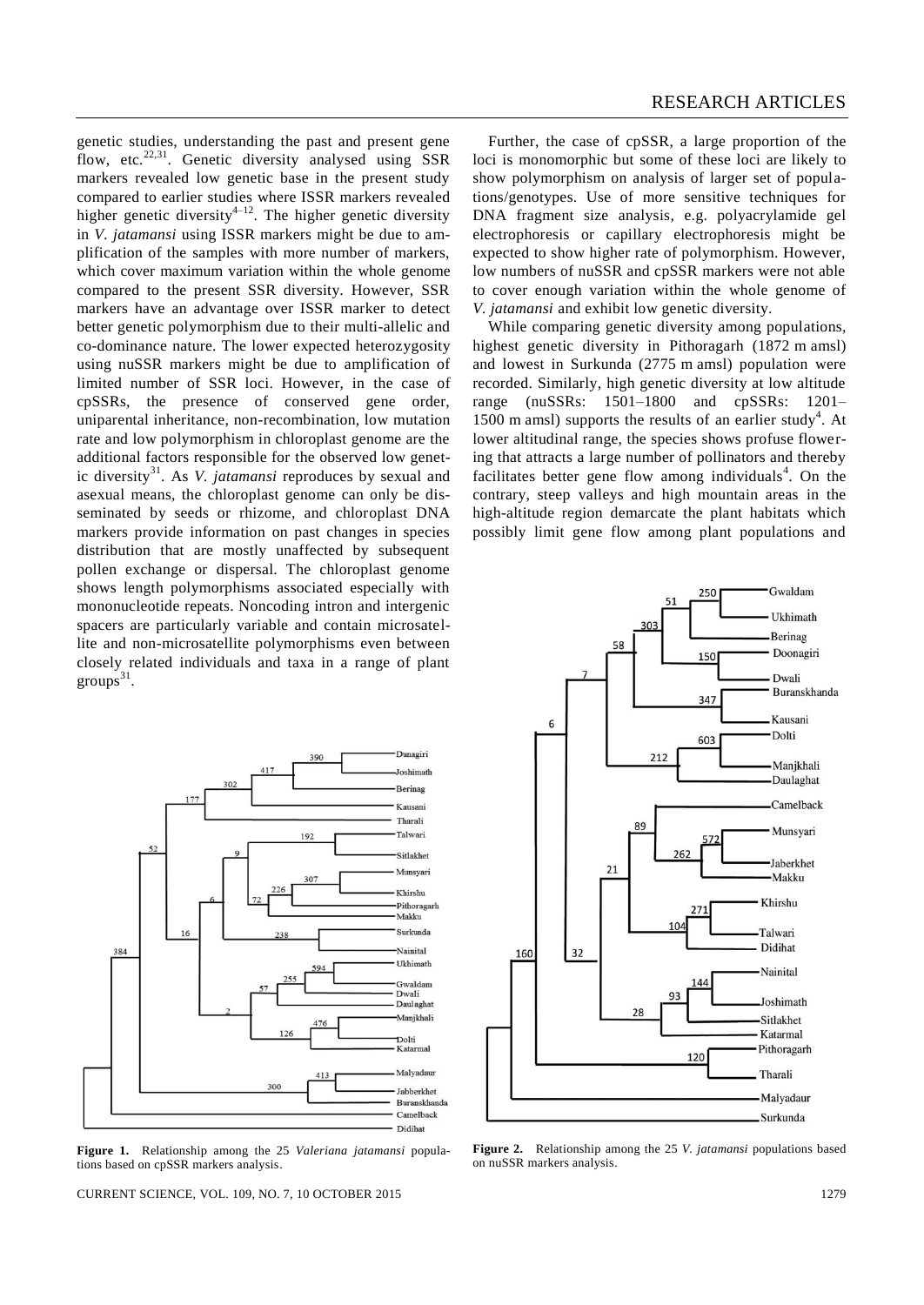genetic studies, understanding the past and present gene flow, etc.[22,31]. Genetic diversity analysed using SSR markers revealed low genetic base in the present study compared to earlier studies where ISSR markers revealed higher genetic diversity[4–12]. The higher genetic diversity in *V. jatamansi* using ISSR markers might be due to amplification of the samples with more number of markers, which cover maximum variation within the whole genome compared to the present SSR diversity. However, SSR markers have an advantage over ISSR marker to detect better genetic polymorphism due to their multi-allelic and co-dominance nature. The lower expected heterozygosity using nuSSR markers might be due to amplification of limited number of SSR loci. However, in the case of cpSSRs, the presence of conserved gene order, uniparental inheritance, non-recombination, low mutation rate and low polymorphism in chloroplast genome are the additional factors responsible for the observed low genetic diversity[31]. As *V. jatamansi* reproduces by sexual and asexual means, the chloroplast genome can only be disseminated by seeds or rhizome, and chloroplast DNA markers provide information on past changes in species distribution that are mostly unaffected by subsequent pollen exchange or dispersal. The chloroplast genome shows length polymorphisms associated especially with mononucleotide repeats. Noncoding intron and intergenic spacers are particularly variable and contain microsatellite and non-microsatellite polymorphisms even between closely related individuals and taxa in a range of plant groups[31].

Further, the case of cpSSR, a large proportion of the loci is monomorphic but some of these loci are likely to show polymorphism on analysis of larger set of populations/genotypes. Use of more sensitive techniques for DNA fragment size analysis, e.g. polyacrylamide gel electrophoresis or capillary electrophoresis might be expected to show higher rate of polymorphism. However, low numbers of nuSSR and cpSSR markers were not able to cover enough variation within the whole genome of *V. jatamansi* and exhibit low genetic diversity.

While comparing genetic diversity among populations, highest genetic diversity in Pithoragarh (1872 m amsl) and lowest in Surkunda (2775 m amsl) population were recorded. Similarly, high genetic diversity at low altitude range (nuSSRs: 1501–1800 and cpSSRs: 1201–1500 m amsl) supports the results of an earlier study[4]. At lower altitudinal range, the species shows profuse flowering that attracts a large number of pollinators and thereby facilitates better gene flow among individuals[4]. On the contrary, steep valleys and high mountain areas in the high-altitude region demarcate the plant habitats which possibly limit gene flow among plant populations and

**Figure 1.** Relationship among the 25 *Valeriana jatamansi* populations based on cpSSR markers analysis.

**Figure 2.** Relationship among the 25 *V. jatamansi* populations based on nuSSR markers analysis.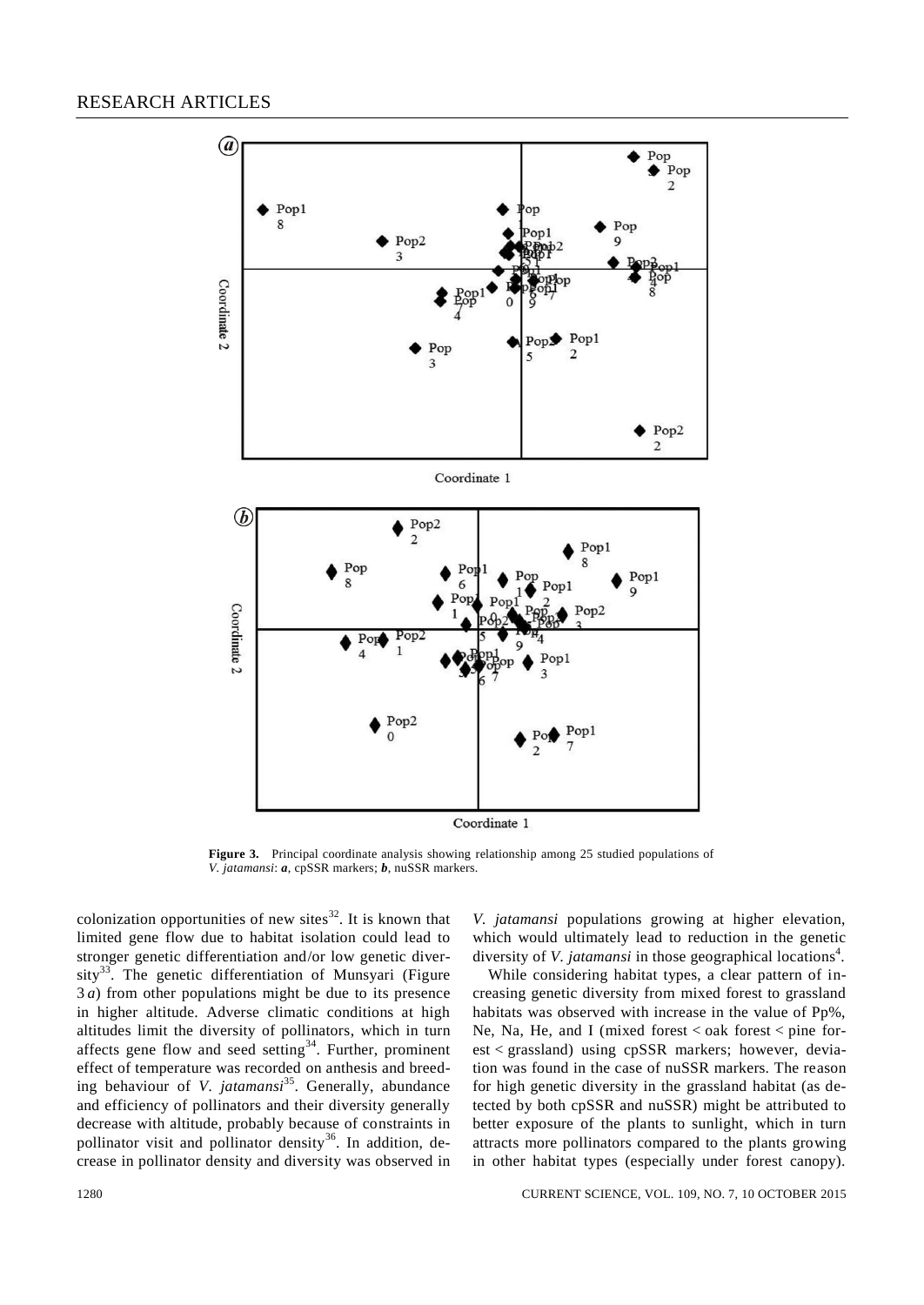**Figure 3.** Principal coordinate analysis showing relationship among 25 studied populations of *V. jatamansi*: ***a***, cpSSR markers; ***b***, nuSSR markers.

colonization opportunities of new sites[32]. It is known that limited gene flow due to habitat isolation could lead to stronger genetic differentiation and/or low genetic diversity[33]. The genetic differentiation of Munsyari (Figure 3 *a*) from other populations might be due to its presence in higher altitude. Adverse climatic conditions at high altitudes limit the diversity of pollinators, which in turn affects gene flow and seed setting[34]. Further, prominent effect of temperature was recorded on anthesis and breeding behaviour of *V. jatamansi*[35]. Generally, abundance and efficiency of pollinators and their diversity generally decrease with altitude, probably because of constraints in pollinator visit and pollinator density[36]. In addition, decrease in pollinator density and diversity was observed in *V. jatamansi* populations growing at higher elevation, which would ultimately lead to reduction in the genetic diversity of *V. jatamansi* in those geographical locations[4].

While considering habitat types, a clear pattern of increasing genetic diversity from mixed forest to grassland habitats was observed with increase in the value of Pp%, Ne, Na, He, and I (mixed forest < oak forest < pine forest < grassland) using cpSSR markers; however, deviation was found in the case of nuSSR markers. The reason for high genetic diversity in the grassland habitat (as detected by both cpSSR and nuSSR) might be attributed to better exposure of the plants to sunlight, which in turn attracts more pollinators compared to the plants growing in other habitat types (especially under forest canopy).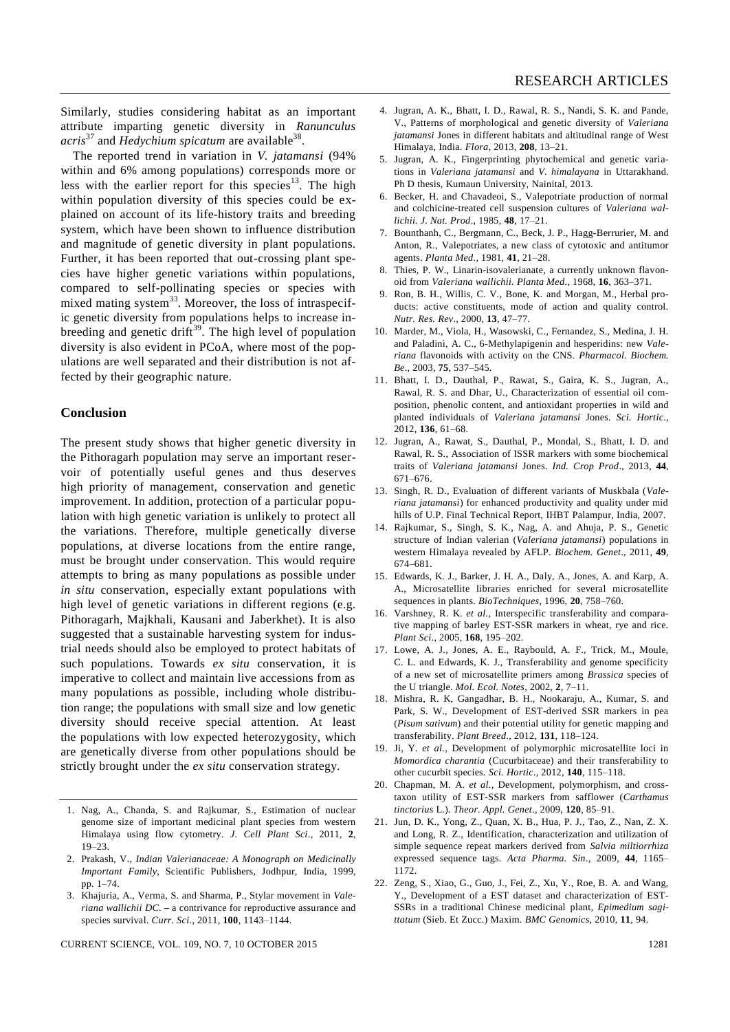Similarly, studies considering habitat as an important attribute imparting genetic diversity in *Ranunculus acris*[37] and *Hedychium spicatum* are available[38].

The reported trend in variation in *V. jatamansi* (94% within and 6% among populations) corresponds more or less with the earlier report for this species[13]. The high within population diversity of this species could be explained on account of its life-history traits and breeding system, which have been shown to influence distribution and magnitude of genetic diversity in plant populations. Further, it has been reported that out-crossing plant species have higher genetic variations within populations, compared to self-pollinating species or species with mixed mating system[33]. Moreover, the loss of intraspecific genetic diversity from populations helps to increase inbreeding and genetic drift[39]. The high level of population diversity is also evident in PCoA, where most of the populations are well separated and their distribution is not affected by their geographic nature.

## Conclusion

The present study shows that higher genetic diversity in the Pithoragarh population may serve an important reservoir of potentially useful genes and thus deserves high priority of management, conservation and genetic improvement. In addition, protection of a particular population with high genetic variation is unlikely to protect all the variations. Therefore, multiple genetically diverse populations, at diverse locations from the entire range, must be brought under conservation. This would require attempts to bring as many populations as possible under *in situ* conservation, especially extant populations with high level of genetic variations in different regions (e.g. Pithoragarh, Majkhali, Kausani and Jaberkhet). It is also suggested that a sustainable harvesting system for industrial needs should also be employed to protect habitats of such populations. Towards *ex situ* conservation, it is imperative to collect and maintain live accessions from as many populations as possible, including whole distribution range; the populations with small size and low genetic diversity should receive special attention. At least the populations with low expected heterozygosity, which are genetically diverse from other populations should be strictly brought under the *ex situ* conservation strategy.

1. Nag, A., Chanda, S. and Rajkumar, S., Estimation of nuclear genome size of important medicinal plant species from western Himalaya using flow cytometry. *J. Cell Plant Sci*., 2011, **2**, 19–23.
2. Prakash, V., *Indian Valerianaceae: A Monograph on Medicinally Important Family*, Scientific Publishers, Jodhpur, India, 1999, pp. 1–74.
3. Khajuria, A., Verma, S. and Sharma, P., Stylar movement in *Valeriana wallichii DC.* – a contrivance for reproductive assurance and species survival. *Curr. Sci*., 2011, **100**, 1143–1144.
4. Jugran, A. K., Bhatt, I. D., Rawal, R. S., Nandi, S. K. and Pande, V., Patterns of morphological and genetic diversity of *Valeriana jatamansi* Jones in different habitats and altitudinal range of West Himalaya, India. *Flora*, 2013, **208**, 13–21.
5. Jugran, A. K., Fingerprinting phytochemical and genetic variations in *Valeriana jatamansi* and *V. himalayana* in Uttarakhand. Ph D thesis, Kumaun University, Nainital, 2013.
6. Becker, H. and Chavadeoi, S., Valepotriate production of normal and colchicine-treated cell suspension cultures of *Valeriana wallichii. J. Nat. Prod*., 1985, **48**, 17–21.
7. Bounthanh, C., Bergmann, C., Beck, J. P., Hagg-Berrurier, M. and Anton, R., Valepotriates, a new class of cytotoxic and antitumor agents. *Planta Med.*, 1981, **41**, 21–28.
8. Thies, P. W., Linarin-isovalerianate, a currently unknown flavonoid from *Valeriana wallichii. Planta Med*., 1968, **16**, 363–371.
9. Ron, B. H., Willis, C. V., Bone, K. and Morgan, M., Herbal products: active constituents, mode of action and quality control. *Nutr. Res. Rev*., 2000, **13**, 47–77.
10. Marder, M., Viola, H., Wasowski, C., Fernandez, S., Medina, J. H. and Paladini, A. C., 6-Methylapigenin and hesperidins: new *Valeriana* flavonoids with activity on the CNS. *Pharmacol. Biochem. Be*., 2003, **75**, 537–545.
11. Bhatt, I. D., Dauthal, P., Rawat, S., Gaira, K. S., Jugran, A., Rawal, R. S. and Dhar, U., Characterization of essential oil composition, phenolic content, and antioxidant properties in wild and planted individuals of *Valeriana jatamansi* Jones. *Sci. Hortic*., 2012, **136**, 61–68.
12. Jugran, A., Rawat, S., Dauthal, P., Mondal, S., Bhatt, I. D. and Rawal, R. S., Association of ISSR markers with some biochemical traits of *Valeriana jatamansi* Jones. *Ind. Crop Prod*., 2013, **44**, 671–676.
13. Singh, R. D., Evaluation of different variants of Muskbala (*Valeriana jatamansi*) for enhanced productivity and quality under mid hills of U.P. Final Technical Report, IHBT Palampur, India, 2007.
14. Rajkumar, S., Singh, S. K., Nag, A. and Ahuja, P. S., Genetic structure of Indian valerian (*Valeriana jatamansi*) populations in western Himalaya revealed by AFLP. *Biochem. Genet*., 2011, **49**, 674–681.
15. Edwards, K. J., Barker, J. H. A., Daly, A., Jones, A. and Karp, A. A., Microsatellite libraries enriched for several microsatellite sequences in plants. *BioTechniques*, 1996, **20**, 758–760.
16. Varshney, R. K. *et al.*, Interspecific transferability and comparative mapping of barley EST-SSR markers in wheat, rye and rice. *Plant Sci*., 2005, **168**, 195–202.
17. Lowe, A. J., Jones, A. E., Raybould, A. F., Trick, M., Moule, C. L. and Edwards, K. J., Transferability and genome specificity of a new set of microsatellite primers among *Brassica* species of the U triangle. *Mol. Ecol. Notes*, 2002, **2**, 7–11.
18. Mishra, R. K, Gangadhar, B. H., Nookaraju, A., Kumar, S. and Park, S. W., Development of EST-derived SSR markers in pea (*Pisum sativum*) and their potential utility for genetic mapping and transferability. *Plant Breed*., 2012, **131**, 118–124.
19. Ji, Y. *et al.*, Development of polymorphic microsatellite loci in *Momordica charantia* (Cucurbitaceae) and their transferability to other cucurbit species. *Sci. Hortic*., 2012, **140**, 115–118.
20. Chapman, M. A. *et al.*, Development, polymorphism, and cross-taxon utility of EST-SSR markers from safflower (*Carthamus tinctorius* L.). *Theor. Appl. Genet*., 2009, **120**, 85–91.
21. Jun, D. K., Yong, Z., Quan, X. B., Hua, P. J., Tao, Z., Nan, Z. X. and Long, R. Z., Identification, characterization and utilization of simple sequence repeat markers derived from *Salvia miltiorrhiza* expressed sequence tags. *Acta Pharma. Sin*., 2009, **44**, 1165–1172.
22. Zeng, S., Xiao, G., Guo, J., Fei, Z., Xu, Y., Roe, B. A. and Wang, Y., Development of a EST dataset and characterization of EST-SSRs in a traditional Chinese medicinal plant, *Epimedium sagittatum* (Sieb. Et Zucc.) Maxim. *BMC Genomics*, 2010, **11**, 94.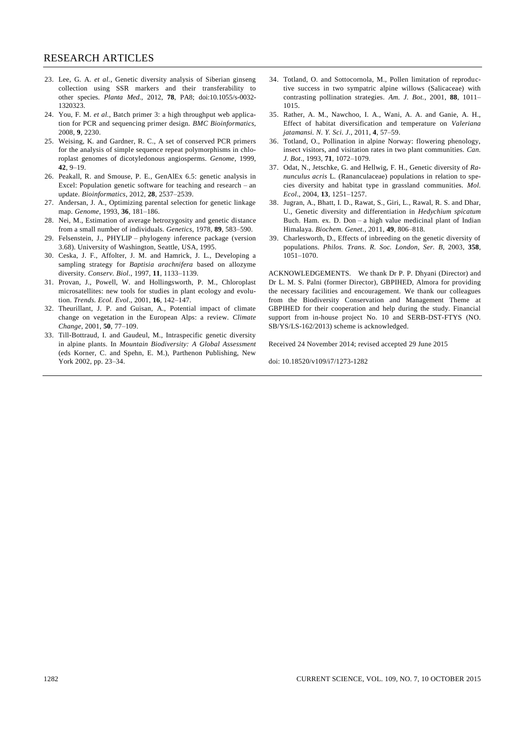23. Lee, G. A. *et al.*, Genetic diversity analysis of Siberian ginseng collection using SSR markers and their transferability to other species. *Planta Med.*, 2012, **78**, PA8; doi:10.1055/s-0032-1320323.
24. You, F. M. *et al.*, Batch primer 3: a high throughput web application for PCR and sequencing primer design. *BMC Bioinformatics*, 2008, **9**, 2230.
25. Weising, K. and Gardner, R. C., A set of conserved PCR primers for the analysis of simple sequence repeat polymorphisms in chloroplast genomes of dicotyledonous angiosperms. *Genome*, 1999, **42**, 9–19.
26. Peakall, R. and Smouse, P. E., GenAlEx 6.5: genetic analysis in Excel: Population genetic software for teaching and research – an update. *Bioinformatics*, 2012, **28**, 2537–2539.
27. Andersan, J. A., Optimizing parental selection for genetic linkage map. *Genome*, 1993, **36**, 181–186.
28. Nei, M., Estimation of average hetrozygosity and genetic distance from a small number of individuals. *Genetics*, 1978, **89**, 583–590.
29. Felsenstein, J., PHYLIP – phylogeny inference package (version 3.68). University of Washington, Seattle, USA, 1995.
30. Ceska, J. F., Affolter, J. M. and Hamrick, J. L., Developing a sampling strategy for *Baptisia arachnifera* based on allozyme diversity. *Conserv. Biol.*, 1997, **11**, 1133–1139.
31. Provan, J., Powell, W. and Hollingsworth, P. M., Chloroplast microsatellites: new tools for studies in plant ecology and evolution. *Trends. Ecol. Evol*., 2001, **16**, 142–147.
32. Theurillant, J. P. and Guisan, A., Potential impact of climate change on vegetation in the European Alps: a review. *Climate Change*, 2001, **50**, 77–109.
33. Till-Bottraud, I. and Gaudeul, M., Intraspecific genetic diversity in alpine plants. In *Mountain Biodiversity: A Global Assessment* (eds Korner, C. and Spehn, E. M.), Parthenon Publishing, New York 2002, pp. 23–34.
34. Totland, O. and Sottocornola, M., Pollen limitation of reproductive success in two sympatric alpine willows (Salicaceae) with contrasting pollination strategies. *Am. J. Bot.*, 2001, **88**, 1011–1015.
35. Rather, A. M., Nawchoo, I. A., Wani, A. A. and Ganie, A. H., Effect of habitat diversification and temperature on *Valeriana jatamansi. N. Y. Sci. J.*, 2011, **4**, 57–59.
36. Totland, O., Pollination in alpine Norway: flowering phenology, insect visitors, and visitation rates in two plant communities. *Can. J. Bot*., 1993, **71**, 1072–1079.
37. Odat, N., Jetschke, G. and Hellwig, F. H., Genetic diversity of *Ranunculus acris* L. (Rananculaceae) populations in relation to species diversity and habitat type in grassland communities. *Mol. Ecol*., 2004, **13**, 1251–1257.
38. Jugran, A., Bhatt, I. D., Rawat, S., Giri, L., Rawal, R. S. and Dhar, U., Genetic diversity and differentiation in *Hedychium spicatum* Buch. Ham. ex. D. Don – a high value medicinal plant of Indian Himalaya. *Biochem. Genet.*, 2011, **49**, 806–818.
39. Charlesworth, D., Effects of inbreeding on the genetic diversity of populations. *Philos. Trans. R. Soc. London, Ser. B*, 2003, **358**, 1051–1070.

ACKNOWLEDGEMENTS. We thank Dr P. P. Dhyani (Director) and Dr L. M. S. Palni (former Director), GBPIHED, Almora for providing the necessary facilities and encouragement. We thank our colleagues from the Biodiversity Conservation and Management Theme at GBPIHED for their cooperation and help during the study. Financial support from in-house project No. 10 and SERB-DST-FTYS (NO. SB/YS/LS-162/2013) scheme is acknowledged.

Received 24 November 2014; revised accepted 29 June 2015

doi: 10.18520/v109/i7/1273-1282